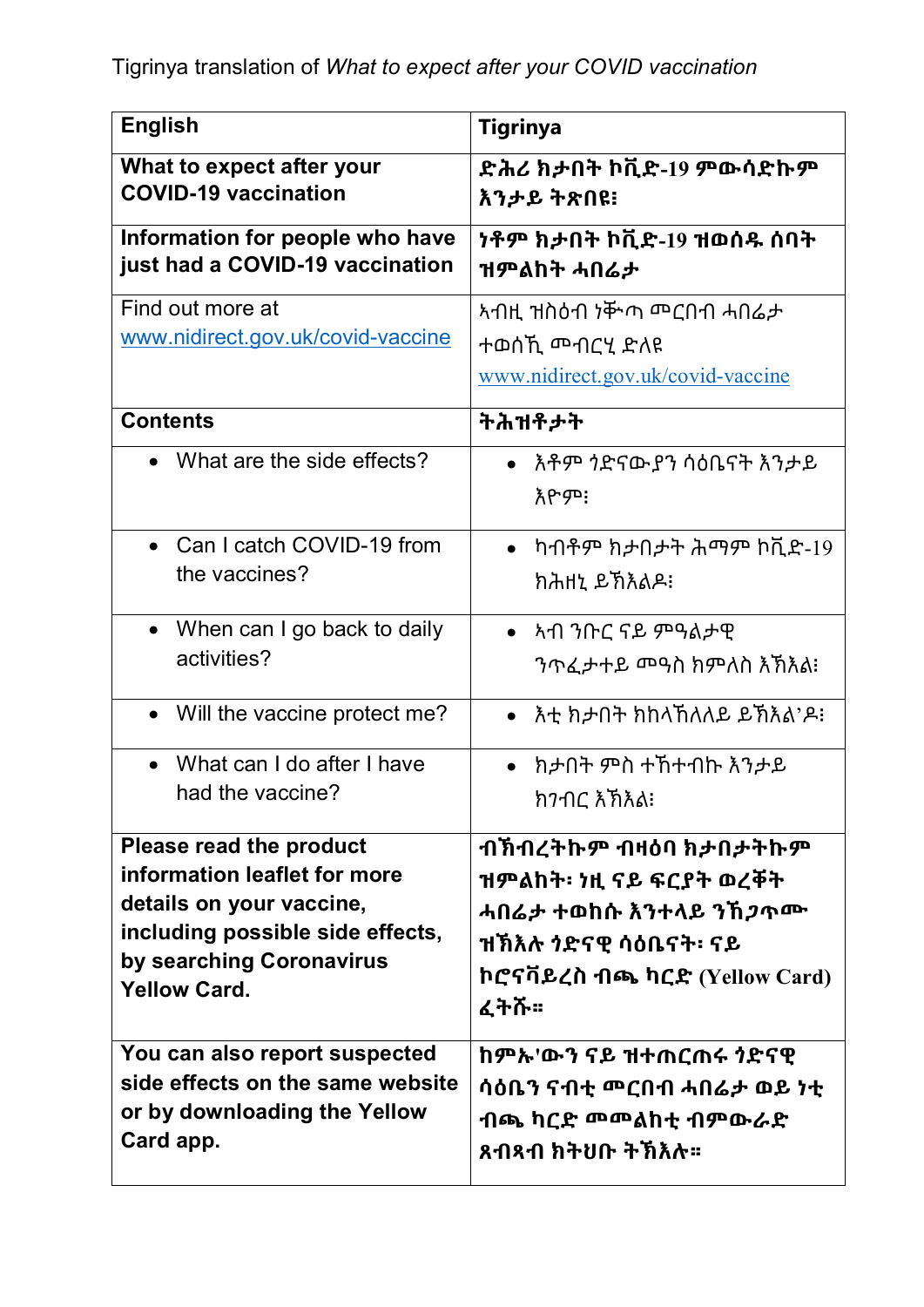Tigrinya translation of *What to expect after your COVID vaccination*

| English | Tigrinya |
|---|---|
| **What to expect after your COVID-19 vaccination** | **ድሕሪ ክታበት ኮቪድ-19 ምውሳድኩም እንታይ ትጽበዩ፧** |
| **Information for people who have just had a COVID-19 vaccination** | **ነቶም ክታበት ኮቪድ-19 ዝወሰዱ ሰባት ዝምልከት ሓበሬታ** |
| Find out more at www.nidirect.gov.uk/covid-vaccine | ኣብዚ ዝስዕብ ነቑጣ መርበብ ሓበሬታ ተወሰኺ መብርሂ ድለዩ www.nidirect.gov.uk/covid-vaccine |
| **Contents** | **ትሕዝቶታት** |
| • What are the side effects? | • እቶም ጎድናውያን ሳዕቤናት እንታይ እዮም፧ |
| • Can I catch COVID-19 from the vaccines? | • ካብቶም ክታበታት ሕማም ኮቪድ-19 ክሕዘኒ ይኽእልዶ፧ |
| • When can I go back to daily activities? | • ኣብ ንቡር ናይ ምዓልታዊ ንጥፈታተይ መዓስ ክምለስ እኽእል፧ |
| • Will the vaccine protect me? | • እቲ ክታበት ክከላኸለለይ ይኽእል'ዶ፧ |
| • What can I do after I have had the vaccine? | • ክታበት ምስ ተኸተብኩ እንታይ ክገብር እኽእል፧ |
| **Please read the product information leaflet for more details on your vaccine, including possible side effects, by searching Coronavirus Yellow Card.** | **ብኽብረትኩም ብዛዕባ ክታበታትኩም ዝምልከት፡ ነዚ ናይ ፍርያት ወረቐት ሓበሬታ ተወከሱ እንተላይ ንኽጋጥሙ ዝኽእሉ ጎድናዊ ሳዕቤናት፡ ናይ ኮሮናቫይረስ ብጫ ካርድ (Yellow Card) ፈትሹ።** |
| **You can also report suspected side effects on the same website or by downloading the Yellow Card app.** | **ከምኡ'ውን ናይ ዝተጠርጠሩ ጎድናዊ ሳዕቤን ናብቲ መርበብ ሓበሬታ ወይ ነቲ ብጫ ካርድ መመልከቲ ብምውራድ ጸብጻብ ክትህቡ ትኽእሉ።** |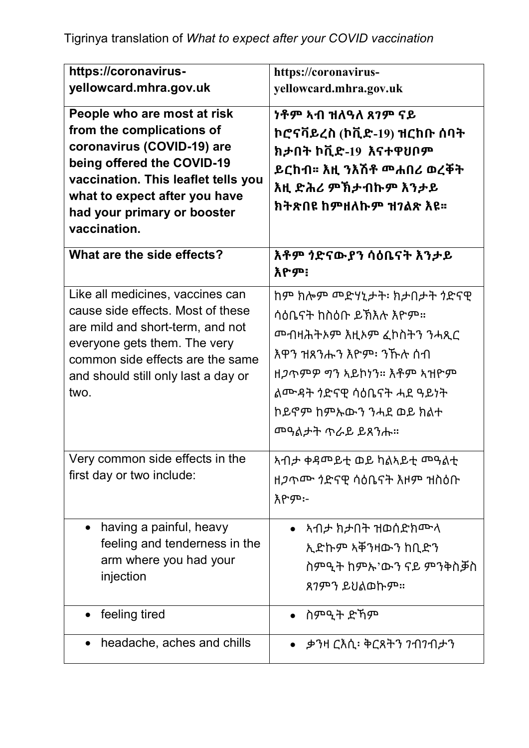Tigrinya translation of *What to expect after your COVID vaccination*

| https://coronavirus-yellowcard.mhra.gov.uk | https://coronavirus-yellowcard.mhra.gov.uk |
|---|---|
| **People who are most at risk from the complications of coronavirus (COVID-19) are being offered the COVID-19 vaccination. This leaflet tells you what to expect after you have had your primary or booster vaccination.** | **ነቶም ኣብ ዝለዓለ ጸገም ናይ ኮሮናቫይረስ (ኮቪድ-19) ዝርከቡ ሰባት ክታበት ኮቪድ-19 እናተዋህቦም ይርከብ። እዚ ንእሽቶ መሐበሪ ወረቐት እዚ ድሕሪ ምኽታብኩም እንታይ ክትጽበዩ ከምዘለኩም ዝገልጽ እዩ።** |
| **What are the side effects?** | **እቶም ጎድናውያን ሳዕቤናት እንታይ እዮም፧** |
| Like all medicines, vaccines can cause side effects. Most of these are mild and short-term, and not everyone gets them. The very common side effects are the same and should still only last a day or two. | ከም ክሎም መድሃኒታት፡ ክታበታት ጎድናዊ ሳዕቤናት ከስዕቡ ይኽእሉ እዮም። መብዛሕትኦም እዚኦም ፈኮስትን ንሓጺር እዋን ዝጸንሑን እዮም፡ ንኹሉ ሰብ ዘጋጥምዎ ግን ኣይኮነን። እቶም ኣዝዮም ልሙዳት ጎድናዊ ሳዕቤናት ሓደ ዓይነት ኮይኖም ከምኡውን ንሓደ ወይ ክልተ መዓልታት ጥራይ ይጸንሑ። |
| Very common side effects in the first day or two include: | ኣብታ ቀዳመይቲ ወይ ካልኣይቲ መዓልቲ ዘጋጥሙ ጎድናዊ ሳዕቤናት እዞም ዝስዕቡ እዮም፦ |
| • having a painful, heavy feeling and tenderness in the arm where you had your injection | • ኣብታ ክታበት ዝወሰድክሙላ ኢድኩም ኣቓንዛውን ከቢድን ስምዒት ከምኡ'ውን ናይ ምንቅስቓስ ጸገምን ይህልወኩም። |
| • feeling tired | • ስምዒት ድኻም |
| • headache, aches and chills | • ቃንዛ ርእሲ፡ ቅርጸትን ገብገብታን |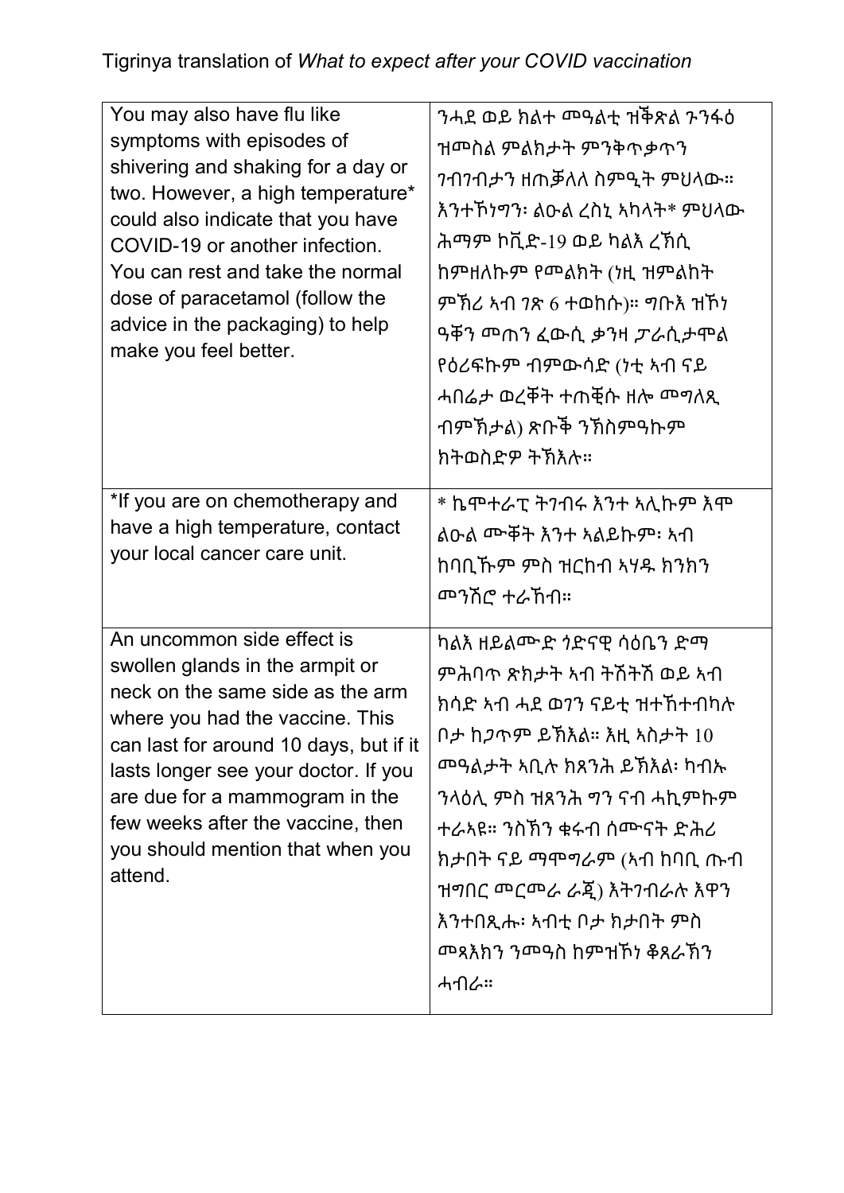| English | Tigrinya |
| --- | --- |
| You may also have flu like symptoms with episodes of shivering and shaking for a day or two. However, a high temperature* could also indicate that you have COVID-19 or another infection. You can rest and take the normal dose of paracetamol (follow the advice in the packaging) to help make you feel better. | ንሓደ ወይ ክልተ መዓልቲ ዝቕጽል ጉንፋዕ ዝመስል ምልክታት ምንቅጥቃጥን ገብገብታን ዘጠቓለለ ስምዒት ምህላው። እንተኾነግን፡ ልዑል ረስኒ ኣካላት* ምህላው ሕማም ኮቪድ-19 ወይ ካልእ ረኽሲ ከምዘለኩም የመልክት (ነዚ ዝምልከት ምኽሪ ኣብ ገጽ 6 ተወከሱ)። ግቡእ ዝኾነ ዓቐን መጠን ፈውሲ ቃንዛ ፓራሲታሞል የዕረፍኩም ብምውሳድ (ነቲ ኣብ ናይ ሓበሬታ ወረቐት ተጠቒሱ ዘሎ መግለጺ ብምኽታል) ጽቡቕ ንኽስምዓኩም ክትወስድዎ ትኽእሉ። |
| *If you are on chemotherapy and have a high temperature, contact your local cancer care unit. | * ኬሞተራፒ ትገብሩ እንተ ኣሊኩም እሞ ልዑል ሙቐት እንተ ኣልይኩም፡ ኣብ ከባቢኹም ምስ ዝርከብ ኣሃዱ ክንክን መንሸሮ ተራኸቡ። |
| An uncommon side effect is swollen glands in the armpit or neck on the same side as the arm where you had the vaccine. This can last for around 10 days, but if it lasts longer see your doctor. If you are due for a mammogram in the few weeks after the vaccine, then you should mention that when you attend. | ካልእ ዘይልሙድ ጎድናዊ ሳዕቤን ድማ ምሕባጥ ጽክታት ኣብ ትሽትሽ ወይ ኣብ ክሳድ ኣብ ሓደ ወገን ናይቲ ዝተኸተብካሉ ቦታ ከጋጥም ይኽእል። እዚ ኣስታት 10 መዓልታት ኣቢሉ ክጸንሕ ይኽእል፡ ካብኡ ንላዕሊ ምስ ዝጸንሕ ግን ናብ ሓኪምኩም ተራኣዩ። ንስኹን ቁሩብ ሰሙናት ድሕሪ ክታበት ናይ ማሞግራም (ኣብ ከባቢ ጡብ ዝግበር መርመራ ራጂ) እትገብራሉ እዋን እንተበጺሑ፡ ኣብቲ ቦታ ክታበት ምስ መጻእክን ንመዓስ ከምዝኾነ ቆጸራኽን ሓብራ። |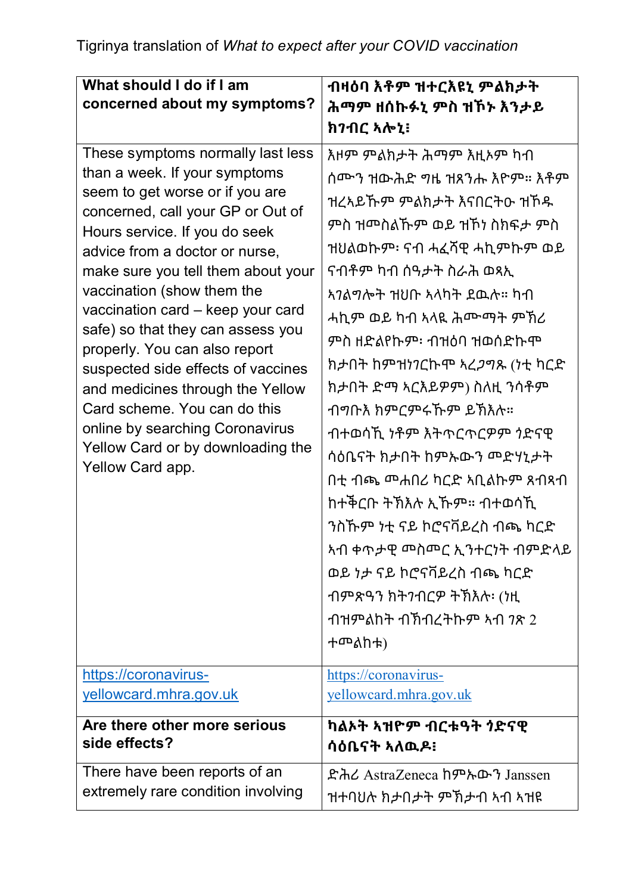Tigrinya translation of *What to expect after your COVID vaccination*

| **What should I do if I am concerned about my symptoms?** | **ብዛዕባ እቶም ዝተርእዩኒ ምልክታት ሕማም ዘሰኩፉኒ ምስ ዝኾኑ እንታይ ክገብር ኣሎኒ፧** |
|---|---|
| These symptoms normally last less than a week. If your symptoms seem to get worse or if you are concerned, call your GP or Out of Hours service. If you do seek advice from a doctor or nurse, make sure you tell them about your vaccination (show them the vaccination card – keep your card safe) so that they can assess you properly. You can also report suspected side effects of vaccines and medicines through the Yellow Card scheme. You can do this online by searching Coronavirus Yellow Card or by downloading the Yellow Card app. | እዘም ምልክታት ሕማም እዚኦም ካብ ሰሙን ዝውሕድ ግዜ ዝጸንሑ እዮም። እቶም ዝረኣይኹም ምልክታት እናበርትዑ ዝኾዱ ምስ ዝመስልኹም ወይ ዝኾነ ስክፍታ ምስ ዝህልወኩም፡ ናብ ሓፈሻዊ ሓኪምኩም ወይ ናብቶም ካብ ሰዓታት ስራሕ ወጻኢ ኣገልግሎት ዝህቡ ኣላካት ደዉሉ። ካብ ሓኪም ወይ ካብ ኣላዪ ሕሙማት ምኽሪ ምስ ዘድልየኩም፡ ብዛዕባ ዝወሰድኩሞ ክታበት ከምዝነገርኩሞ ኣረጋግጹ (ነቲ ካርድ ክታበት ድማ ኣርእይዎም) ስለዚ ንሳቶም ብግቡእ ክምርምሩኹም ይኽእሉ። ብተወሳኺ ነቶም እትጥርጥርዎም ጎድናዊ ሳዕቤናት ክታበት ከምኡውን መድሃኒታት በቲ ብጫ መሐበሪ ካርድ ኣቢልኩም ጸብጻብ ከተቕርቡ ትኽእሉ ኢኹም። ብተወሳኺ ንስኹም ነቲ ናይ ኮሮናቫይረስ ብጫ ካርድ ኣብ ቀጥታዊ መስመር ኢንተርነት ብምድላይ ወይ ነታ ናይ ኮሮናቫይረስ ብጫ ካርድ ብምጽዓን ክትገብርዎ ትኽእሉ፡ (ነዚ ብዝምልከት ብኽብረትኩም ኣብ ገጽ 2 ተመልከቱ) |
| [https://coronavirus-yellowcard.mhra.gov.uk](https://coronavirus-yellowcard.mhra.gov.uk) | [https://coronavirus-yellowcard.mhra.gov.uk](https://coronavirus-yellowcard.mhra.gov.uk) |
| **Are there other more serious side effects?** | **ካልኦት ኣዝዮም ብርቱዓት ጎድናዊ ሳዕቤናት ኣለዉዶ፧** |
| There have been reports of an extremely rare condition involving | ድሕሪ AstraZeneca ከምኡውን Janssen ዝተባህሉ ክታበታት ምኽታብ ኣብ ኣዝዩ |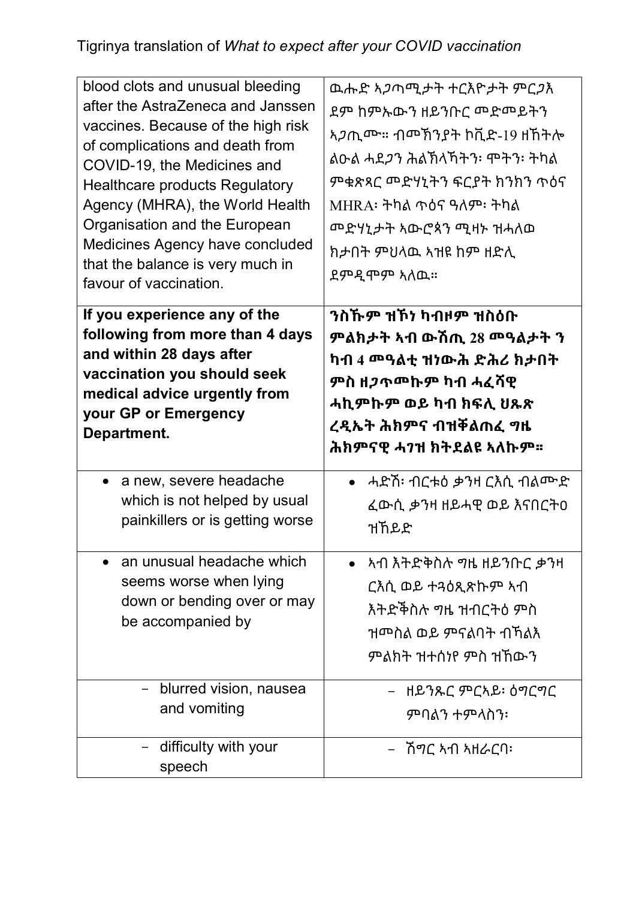Tigrinya translation of *What to expect after your COVID vaccination*

| | |
|---|---|
| blood clots and unusual bleeding after the AstraZeneca and Janssen vaccines. Because of the high risk of complications and death from COVID-19, the Medicines and Healthcare products Regulatory Agency (MHRA), the World Health Organisation and the European Medicines Agency have concluded that the balance is very much in favour of vaccination. | ዉሑድ ኣጋጣሚታት ተርእዮታት ምርጋእ ደም ከምኡውን ዘይንቡር መድመይትን ኣጋጢሙ። ብመኽንያት ኮቪድ-19 ዘኸትሎ ልዑል ሓደጋን ሕልኽላኻትን፡ ሞትን፡ ትካል ምቁጽጻር መድሃኒትን ፍርያት ክንክን ጥዕና MHRA፡ ትካል ጥዕና ዓለም፡ ትካል መድሃኒታት ኣውሮጳን ሚዛኑ ዝሓለወ ክታበት ምህላዉ ኣዝዩ ከም ዘድሊ ደምዲሞም ኣለዉ። |
| **If you experience any of the following from more than 4 days and within 28 days after vaccination you should seek medical advice urgently from your GP or Emergency Department.** | **ንስኹም ዝኾነ ካብዞም ዝስዕቡ ምልክታት ኣብ ውሽጢ 28 መዓልታት ን ካብ 4 መዓልቲ ዝነውሕ ድሕሪ ክታበት ምስ ዘጋጥመኩም ካብ ሓፈሻዊ ሓኪምኩም ወይ ካብ ክፍሊ ህጹጽ ረዲኤት ሕክምና ብዝቕልጠፈ ግዜ ሕክምናዊ ሓገዝ ክትደልዩ ኣለኩም።** |
| • a new, severe headache which is not helped by usual painkillers or is getting worse | • ሓድሽ፡ ብርቱዕ ቃንዛ ርእሲ ብልሙድ ፈውሲ ቃንዛ ዘይሓዊ ወይ እናበርትዐ ዝኸይድ |
| • an unusual headache which seems worse when lying down or bending over or may be accompanied by | • ኣብ እትድቅስሉ ግዜ ዘይንቡር ቃንዛ ርእሲ ወይ ተዓዕጺጽኩም ኣብ እትድቕስሉ ግዜ ዝብርትዕ ምስ ዝመስል ወይ ምናልባት ብኻልእ ምልክት ዝተሰነየ ምስ ዝኸውን |
| − blurred vision, nausea and vomiting | − ዘይንጹር ምርኣይ፡ ዕግርግር ምባልን ተምላስን፡ |
| − difficulty with your speech | − ሽግር ኣብ ኣዘራርባ፡ |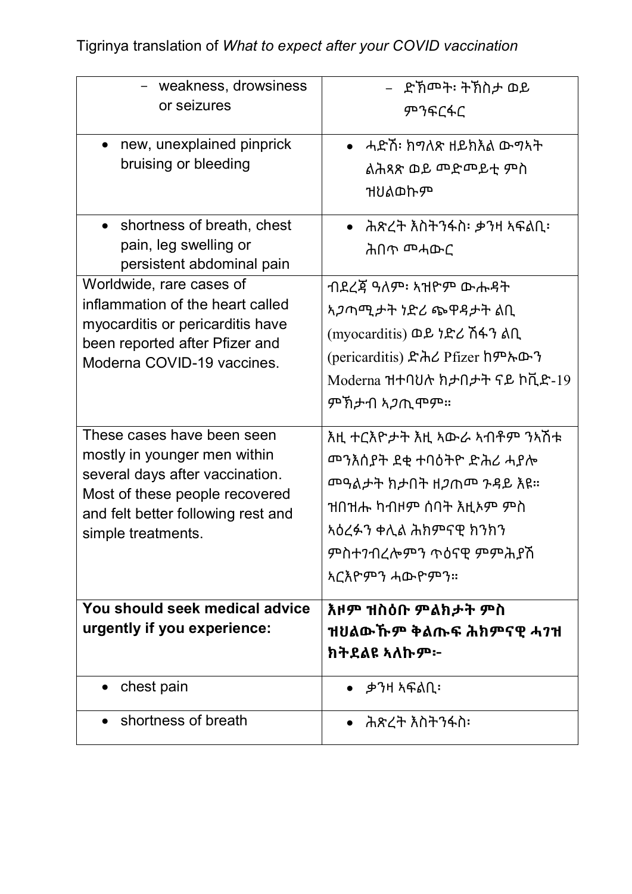Tigrinya translation of *What to expect after your COVID vaccination*

| | |
|---|---|
| - weakness, drowsiness or seizures | - ድኽመት፡ ትኽስታ ወይ ምንፍርፋር |
| • new, unexplained pinprick bruising or bleeding | • ሓድሽ፡ ክግለጽ ዘይክእል ውግኣት ልሕጻጽ ወይ መድመይቲ ምስ ዝህልወኩም |
| • shortness of breath, chest pain, leg swelling or persistent abdominal pain | • ሕጽረት እስትንፋስ፡ ቃንዛ ኣፍልቢ፡ ሕበጥ መሓውር |
| Worldwide, rare cases of inflammation of the heart called myocarditis or pericarditis have been reported after Pfizer and Moderna COVID-19 vaccines. | ብደረጃ ዓለም፡ ኣዝዮም ውሑዳት ኣጋጣሚታት ነድሪ ጭዋዳታት ልቢ (myocarditis) ወይ ነድሪ ሽፋን ልቢ (pericarditis) ድሕሪ Pfizer ከምኡውን Moderna ዝተባህሉ ክታበታት ናይ ኮቪድ-19 ምኽታብ ኣጋጢሞም። |
| These cases have been seen mostly in younger men within several days after vaccination. Most of these people recovered and felt better following rest and simple treatments. | እዚ ተርእዮታት እዚ ኣውራ ኣብቶም ንኣሽቱ መንእሰያት ደቂ ተባዕትዮ ድሕሪ ሓያሎ መዓልታት ክታበት ዘጋጠመ ጉዳይ እዩ። ዝበዝሑ ካብዞም ሰባት እዚኦም ምስ ኣዕረፉን ቀሊል ሕክምናዊ ክንክን ምስተገብረሎምን ጥዕናዊ ምምሕያሽ ኣርእዮምን ሓውዮምን። |
| **You should seek medical advice urgently if you experience:** | **እዞም ዝስዕቡ ምልክታት ምስ ዝህልውኹም ቅልጡፍ ሕክምናዊ ሓገዝ ክትደልዩ ኣለኩም፦** |
| • chest pain | • ቃንዛ ኣፍልቢ፡ |
| • shortness of breath | • ሕጽረት እስትንፋስ፡ |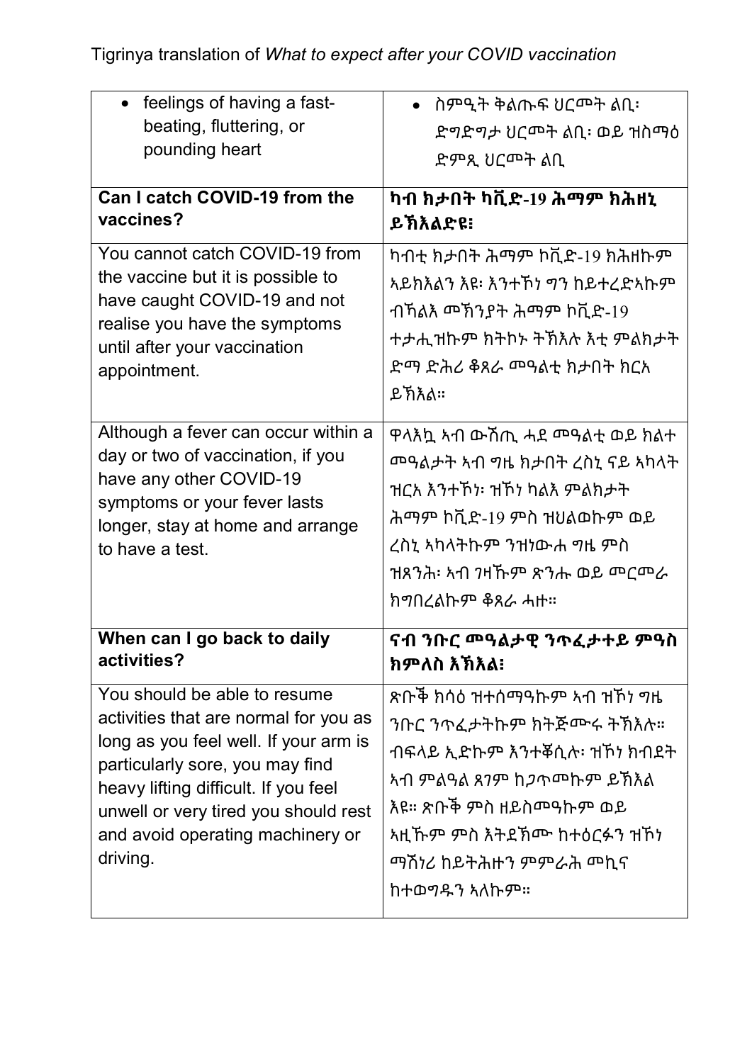Tigrinya translation of *What to expect after your COVID vaccination*

| | |
|---|---|
| • feelings of having a fast-beating, fluttering, or pounding heart | • ስምዒት ቅልጡፍ ህርመት ልቢ፡ ድግድግታ ህርመት ልቢ፡ ወይ ዝስማዕ ድምጺ ህርመት ልቢ |
| **Can I catch COVID-19 from the vaccines?** | **ካብ ክታበት ካቪድ-19 ሕማም ክሕዘኒ ይኽእልድዩ፧** |
| You cannot catch COVID-19 from the vaccine but it is possible to have caught COVID-19 and not realise you have the symptoms until after your vaccination appointment. | ካብቲ ክታበት ሕማም ኮቪድ-19 ክሕዘኩም ኣይክእልን እዩ፡ እንተኾነ ግን ከይተረድኣኩም ብኻልእ መኽንያት ሕማም ኮቪድ-19 ተታሒዝኩም ክትኮኑ ትኽእሉ እቲ ምልክታት ድማ ድሕሪ ቆጸራ መዓልቲ ክታበት ክርአ ይኽእል። |
| Although a fever can occur within a day or two of vaccination, if you have any other COVID-19 symptoms or your fever lasts longer, stay at home and arrange to have a test. | ዋላእኳ ኣብ ውሽጢ ሓደ መዓልቲ ወይ ክልተ መዓልታት ኣብ ግዜ ክታበት ረስኒ ናይ ኣካላት ዝርአ እንተኾነ፡ ዝኾነ ካልእ ምልክታት ሕማም ኮቪድ-19 ምስ ዝህልወኩም ወይ ረስኒ ኣካላትኩም ንዝነውሐ ግዜ ምስ ዝጸንሕ፡ ኣብ ገዛኹም ጽንሑ ወይ መርመራ ክግበረልኩም ቆጸራ ሓዙ። |
| **When can I go back to daily activities?** | **ናብ ንቡር መዓልታዊ ንጥፈታተይ ምዓስ ክምለስ እኽእል፧** |
| You should be able to resume activities that are normal for you as long as you feel well. If your arm is particularly sore, you may find heavy lifting difficult. If you feel unwell or very tired you should rest and avoid operating machinery or driving. | ጽቡቕ ክሳዕ ዝተሰማዓኩም ኣብ ዝኾነ ግዜ ንቡር ንጥፈታትኩም ክትጅምሩ ትኽእሉ። ብፍላይ ኢድኩም እንተቐሲሉ፡ ዝኾነ ክብደት ኣብ ምልዓል ጸገም ከጋጥመኩም ይኽእል እዩ። ጽቡቕ ምስ ዘይስመዓኩም ወይ ኣዚኹም ምስ እትደኽሙ ከተዕርፉን ዝኾነ ማሽነሪ ከይትሕዙን ምምራሕ መኪና ከተወግዱን ኣለኩም። |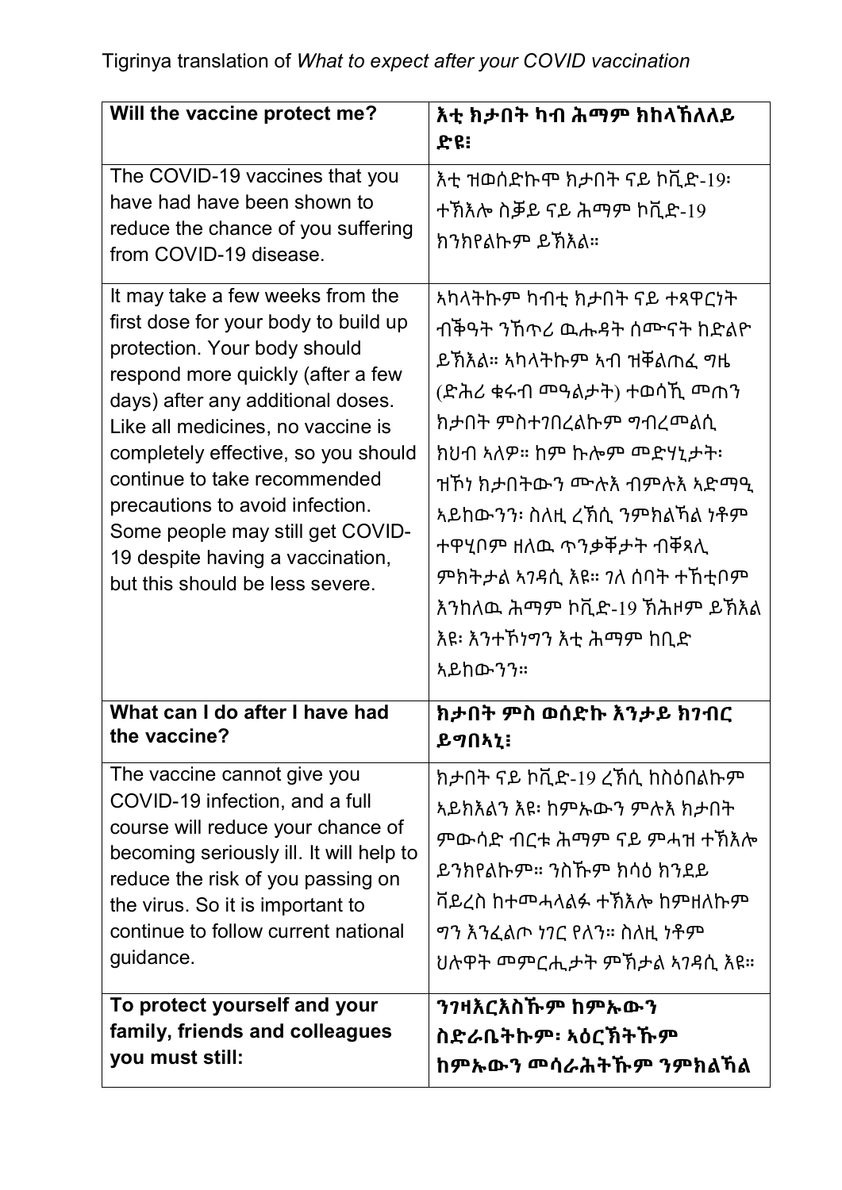Tigrinya translation of *What to expect after your COVID vaccination*

| **Will the vaccine protect me?** | **እቲ ክታበት ካብ ሕማም ክከላኸለለይ ድዩ፧** |
|---|---|
| The COVID-19 vaccines that you have had have been shown to reduce the chance of you suffering from COVID-19 disease. | እቲ ዝወሰድኩሞ ክታበት ናይ ኮቪድ-19፡ ተኽእሎ ስቓይ ናይ ሕማም ኮቪድ-19 ክንክየልኩም ይኽእል። |
| It may take a few weeks from the first dose for your body to build up protection. Your body should respond more quickly (after a few days) after any additional doses. Like all medicines, no vaccine is completely effective, so you should continue to take recommended precautions to avoid infection. Some people may still get COVID-19 despite having a vaccination, but this should be less severe. | ኣካላትኩም ካብቲ ክታበት ናይ ተጻዋርነት ብቕዓት ንኽጥሪ ዉሑዳት ሰሙናት ከድልዮ ይኽእል። ኣካላትኩም ኣብ ዝቐልጠፈ ግዜ (ድሕሪ ቁሩብ መዓልታት) ተወሳኺ መጠን ክታበት ምስተገበረልኩም ግብረመልሲ ክህብ ኣለዎ። ከም ኩሎም መድሃኒታት፡ ዝኾነ ክታበትውን ሙሉእ ብምሉእ ኣድማዒ ኣይከውንን፡ ስለዚ ረኽሲ ንምክልኻል ነቶም ተዋሂቦም ዘለዉ ጥንቃቐታት ብቐጻሊ ምክትታል ኣገዳሲ እዩ። ገለ ሰባት ተኸቲቦም እንከለዉ ሕማም ኮቪድ-19 ኽሕዞም ይኽእል እዩ፡ እንተኾነግን እቲ ሕማም ከቢድ ኣይከውንን። |
| **What can I do after I have had the vaccine?** | **ክታበት ምስ ወሰድኩ እንታይ ክገብር ይግበኣኒ፧** |
| The vaccine cannot give you COVID-19 infection, and a full course will reduce your chance of becoming seriously ill. It will help to reduce the risk of you passing on the virus. So it is important to continue to follow current national guidance. | ክታበት ናይ ኮቪድ-19 ረኽሲ ከስዕበልኩም ኣይክእልን እዩ፡ ከምኡውን ምሉእ ክታበት ምውሳድ ብርቱ ሕማም ናይ ምሓዝ ተኽእሎ ይንክየልኩም። ንስኹም ክሳዕ ክንደይ ቫይረስ ከተመሓላልፉ ተኽእሎ ከምዘለኩም ግን እንፈልጦ ነገር የለን። ስለዚ ነቶም ህሉዋት መምርሒታት ምኽታል ኣገዳሲ እዩ። |
| **To protect yourself and your family, friends and colleagues you must still:** | **ንገዛእርእስኹም ከምኡውን ስድራቤትኩም፡ ኣዕርኽትኹም ከምኡውን መሳሪሕትኹም ንምክልኻል** |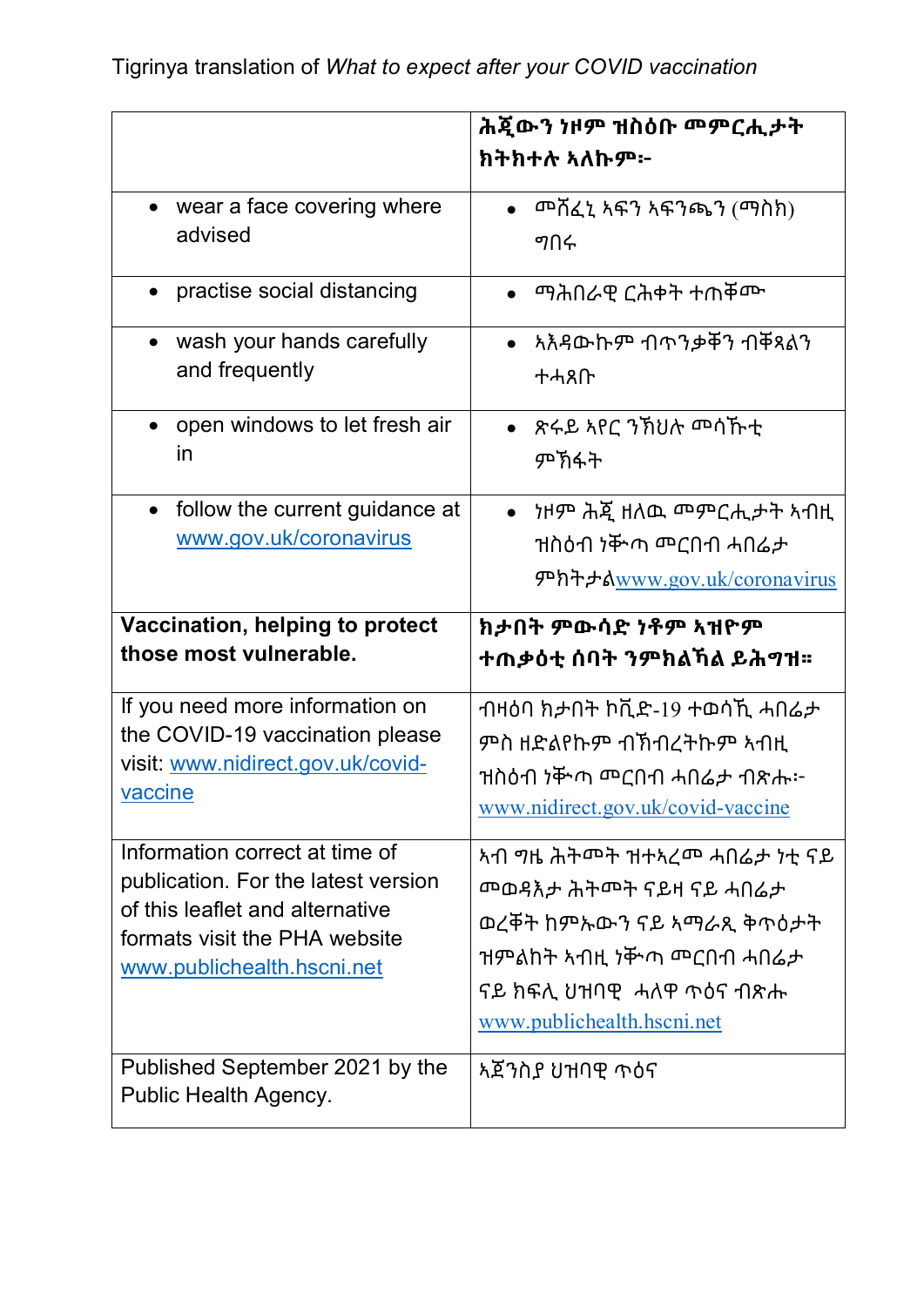Tigrinya translation of *What to expect after your COVID vaccination*

| | **ሕጂውን ነዞም ዝስዕቡ መምርሒታት ክትክተሉ ኣለኩም፡-** |
|---|---|
| • wear a face covering where advised | • መሸፈኒ ኣፍን ኣፍንጫን (ማስክ) ግበሩ |
| • practise social distancing | • ማሕበራዊ ርሕቀት ተጠቐሙ |
| • wash your hands carefully and frequently | • ኣእዳውኩም ብጥንቃቐን ብቐጻልን ተሓጸቡ |
| • open windows to let fresh air in | • ጽሩይ ኣየር ንኸህሉ መሳኹቲ ምኽፋት |
| • follow the current guidance at www.gov.uk/coronavirus | • ነዞም ሕጂ ዘለዉ መምርሒታት ኣብዚ ዝስዕብ ነቕጣ መርበብ ሓበሬታ ምክትታልwww.gov.uk/coronavirus |
| **Vaccination, helping to protect those most vulnerable.** | **ክታበት ምውሳድ ነቶም ኣዝዮም ተጠቃዕቲ ሰባት ንምክልኻል ይሕግዝ።** |
| If you need more information on the COVID-19 vaccination please visit: www.nidirect.gov.uk/covid-vaccine | ብዛዕባ ክታበት ኮቪድ-19 ተወሳኺ ሓበሬታ ምስ ዘድልየኩም ብኽብረትኩም ኣብዚ ዝስዕብ ነቕጣ መርበብ ሓበሬታ ብጽሑ፡- www.nidirect.gov.uk/covid-vaccine |
| Information correct at time of publication. For the latest version of this leaflet and alternative formats visit the PHA website www.publichealth.hscni.net | ኣብ ግዜ ሕትመት ዝተኣረመ ሓበሬታ ነቲ ናይ መወዳእታ ሕትመት ናይዛ ናይ ሓበሬታ ወረቐት ከምኡውን ናይ ኣማራጺ ቅጥዕታት ዝምልከት ኣብዚ ነቕጣ መርበብ ሓበሬታ ናይ ክፍሊ ህዝባዊ ሓለዋ ጥዕና ብጽሑ www.publichealth.hscni.net |
| Published September 2021 by the Public Health Agency. | ኣጀንስያ ህዝባዊ ጥዕና |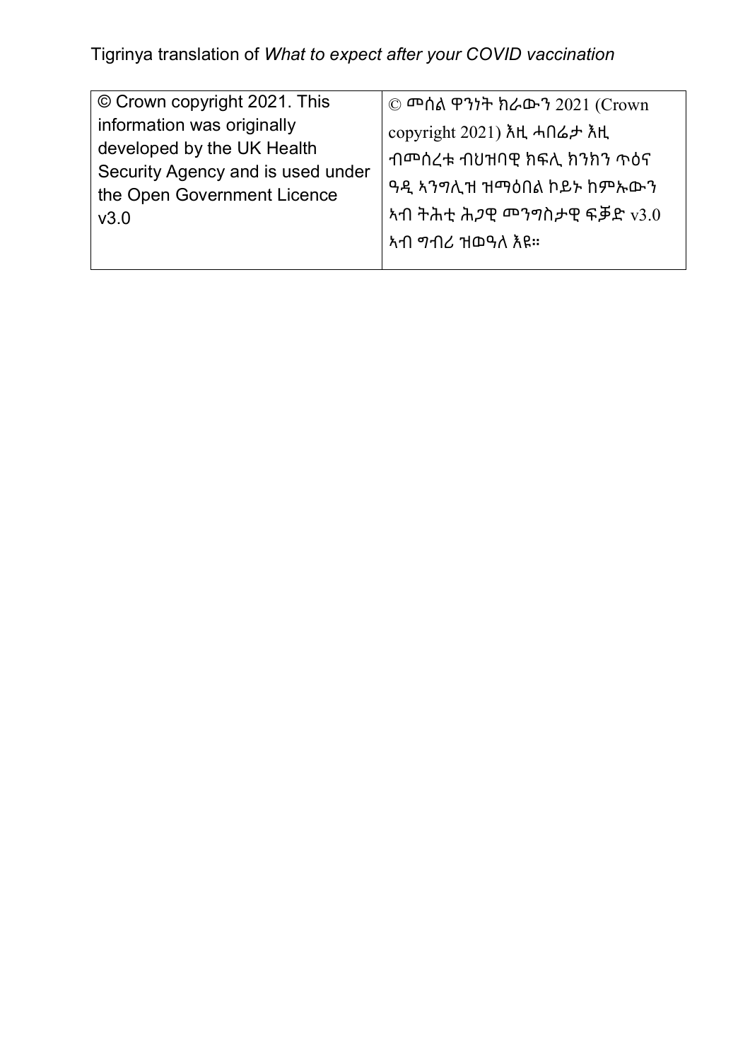| | |
|---|---|
| © Crown copyright 2021. This information was originally developed by the UK Health Security Agency and is used under the Open Government Licence v3.0 | © መሰል ዋንነት ክራውን 2021 (Crown copyright 2021) እዚ ሓበሬታ እዚ ብመሰረቱ ብህዝባዊ ክፍሊ ክንክን ጥዕና ዓዲ ኣንግሊዝ ዝማዕበል ኮይኑ ከምኡውን ኣብ ትሕቲ ሕጋዊ መንግስታዊ ፍቓድ v3.0 ኣብ ግብሪ ዝወዓለ እዩ። |